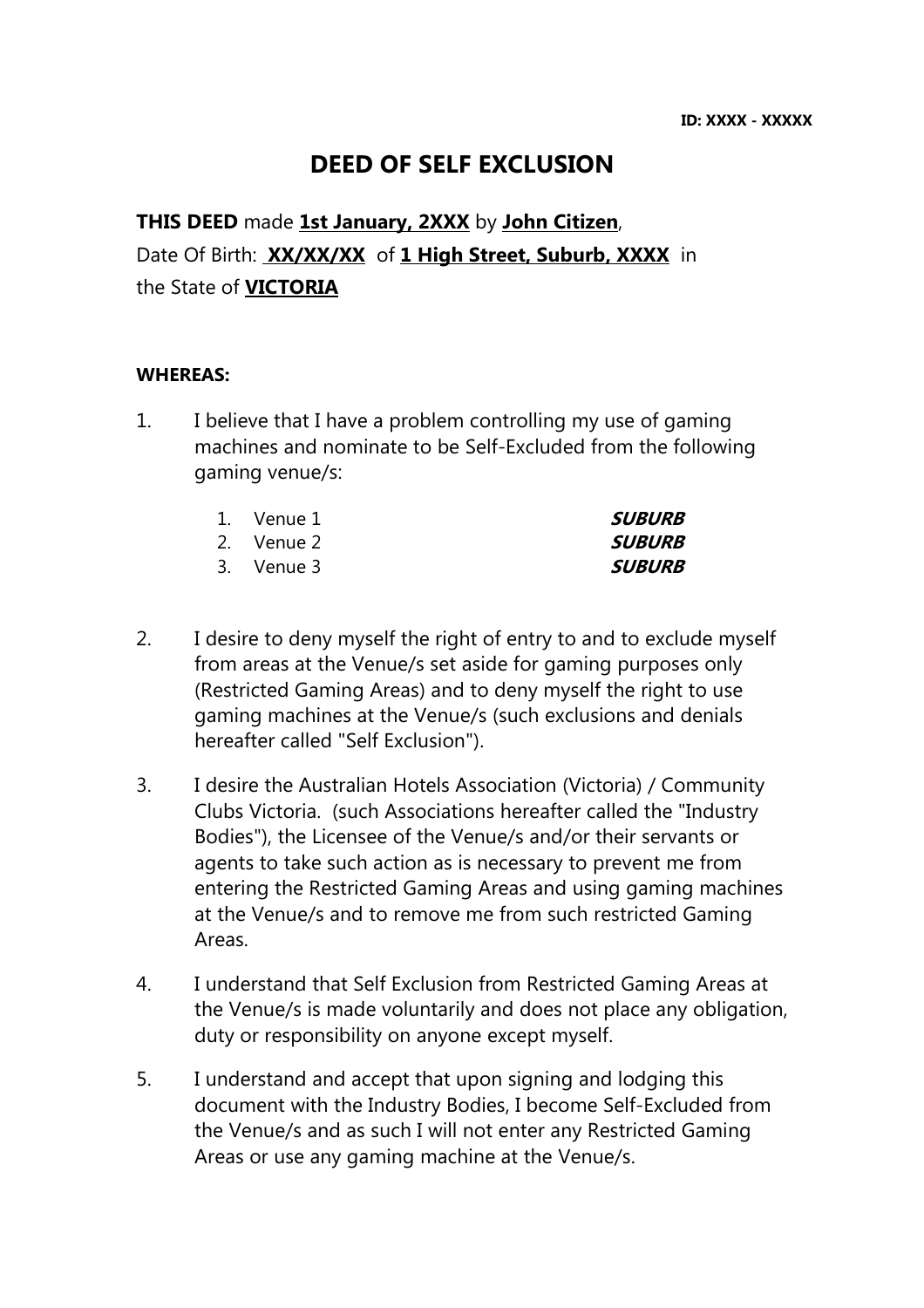**ID: XXXX - XXXXX**

# DEED OF SELF EXCLUSION

**THIS DEED** made **1st January, 2XXX** by **John Citizen**, Date Of Birth: **XX/XX/XX** of **1 High Street, Suburb, XXXX** in the State of **VICTORIA**

**WHEREAS:**

1. I believe that I have a problem controlling my use of gaming machines and nominate to be Self-Excluded from the following gaming venue/s:

   1. Venue 1 ***SUBURB***
   2. Venue 2 ***SUBURB***
   3. Venue 3 ***SUBURB***

2. I desire to deny myself the right of entry to and to exclude myself from areas at the Venue/s set aside for gaming purposes only (Restricted Gaming Areas) and to deny myself the right to use gaming machines at the Venue/s (such exclusions and denials hereafter called "Self Exclusion").

3. I desire the Australian Hotels Association (Victoria) / Community Clubs Victoria. (such Associations hereafter called the "Industry Bodies"), the Licensee of the Venue/s and/or their servants or agents to take such action as is necessary to prevent me from entering the Restricted Gaming Areas and using gaming machines at the Venue/s and to remove me from such restricted Gaming Areas.

4. I understand that Self Exclusion from Restricted Gaming Areas at the Venue/s is made voluntarily and does not place any obligation, duty or responsibility on anyone except myself.

5. I understand and accept that upon signing and lodging this document with the Industry Bodies, I become Self-Excluded from the Venue/s and as such I will not enter any Restricted Gaming Areas or use any gaming machine at the Venue/s.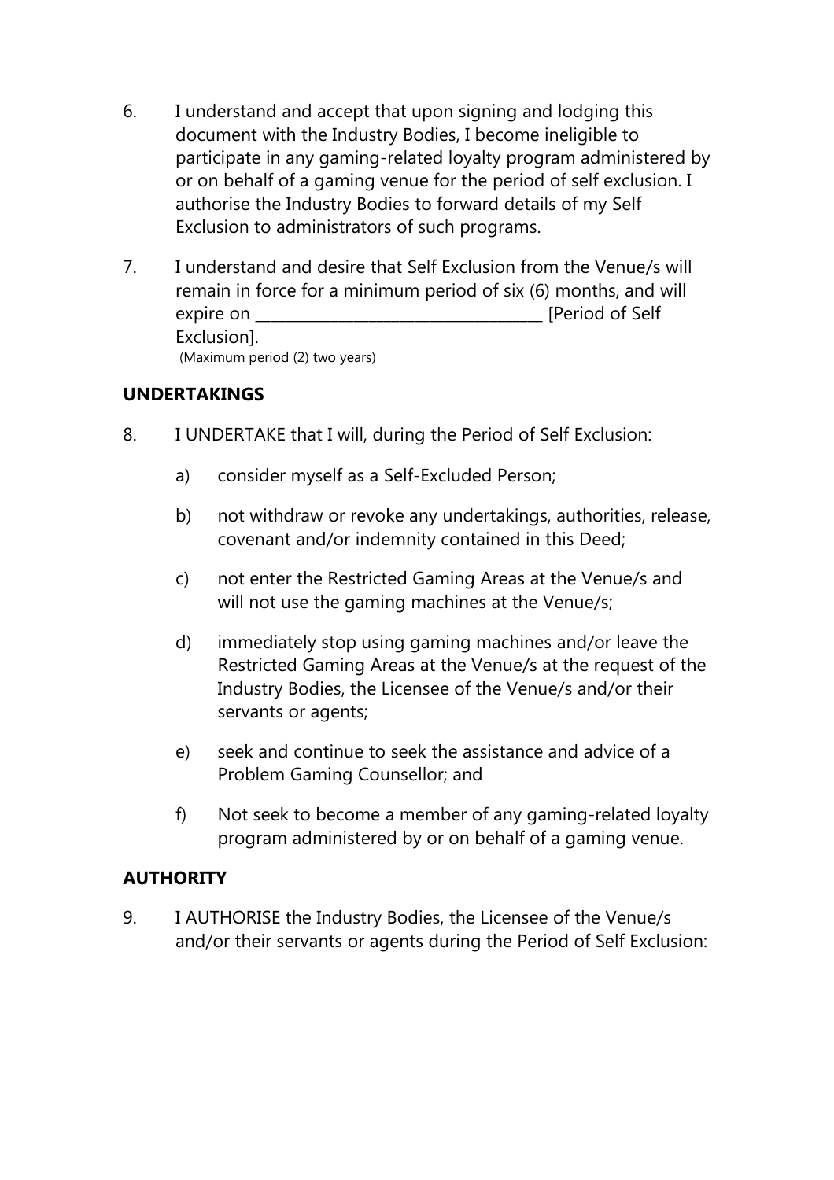6. I understand and accept that upon signing and lodging this document with the Industry Bodies, I become ineligible to participate in any gaming-related loyalty program administered by or on behalf of a gaming venue for the period of self exclusion. I authorise the Industry Bodies to forward details of my Self Exclusion to administrators of such programs.

7. I understand and desire that Self Exclusion from the Venue/s will remain in force for a minimum period of six (6) months, and will expire on ___________________________________ [Period of Self Exclusion].
 (Maximum period (2) two years)

**UNDERTAKINGS**

8. I UNDERTAKE that I will, during the Period of Self Exclusion:

   a) consider myself as a Self-Excluded Person;

   b) not withdraw or revoke any undertakings, authorities, release, covenant and/or indemnity contained in this Deed;

   c) not enter the Restricted Gaming Areas at the Venue/s and will not use the gaming machines at the Venue/s;

   d) immediately stop using gaming machines and/or leave the Restricted Gaming Areas at the Venue/s at the request of the Industry Bodies, the Licensee of the Venue/s and/or their servants or agents;

   e) seek and continue to seek the assistance and advice of a Problem Gaming Counsellor; and

   f) Not seek to become a member of any gaming-related loyalty program administered by or on behalf of a gaming venue.

**AUTHORITY**

9. I AUTHORISE the Industry Bodies, the Licensee of the Venue/s and/or their servants or agents during the Period of Self Exclusion: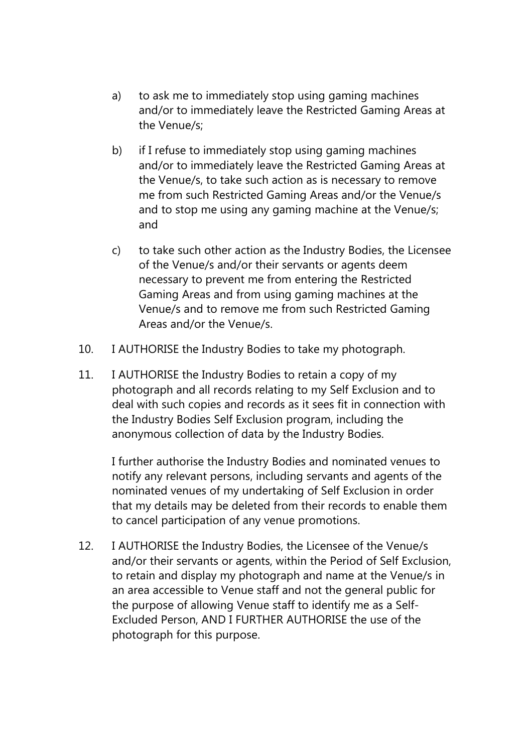a) to ask me to immediately stop using gaming machines and/or to immediately leave the Restricted Gaming Areas at the Venue/s;

b) if I refuse to immediately stop using gaming machines and/or to immediately leave the Restricted Gaming Areas at the Venue/s, to take such action as is necessary to remove me from such Restricted Gaming Areas and/or the Venue/s and to stop me using any gaming machine at the Venue/s; and

c) to take such other action as the Industry Bodies, the Licensee of the Venue/s and/or their servants or agents deem necessary to prevent me from entering the Restricted Gaming Areas and from using gaming machines at the Venue/s and to remove me from such Restricted Gaming Areas and/or the Venue/s.

10. I AUTHORISE the Industry Bodies to take my photograph.

11. I AUTHORISE the Industry Bodies to retain a copy of my photograph and all records relating to my Self Exclusion and to deal with such copies and records as it sees fit in connection with the Industry Bodies Self Exclusion program, including the anonymous collection of data by the Industry Bodies.

    I further authorise the Industry Bodies and nominated venues to notify any relevant persons, including servants and agents of the nominated venues of my undertaking of Self Exclusion in order that my details may be deleted from their records to enable them to cancel participation of any venue promotions.

12. I AUTHORISE the Industry Bodies, the Licensee of the Venue/s and/or their servants or agents, within the Period of Self Exclusion, to retain and display my photograph and name at the Venue/s in an area accessible to Venue staff and not the general public for the purpose of allowing Venue staff to identify me as a Self-Excluded Person, AND I FURTHER AUTHORISE the use of the photograph for this purpose.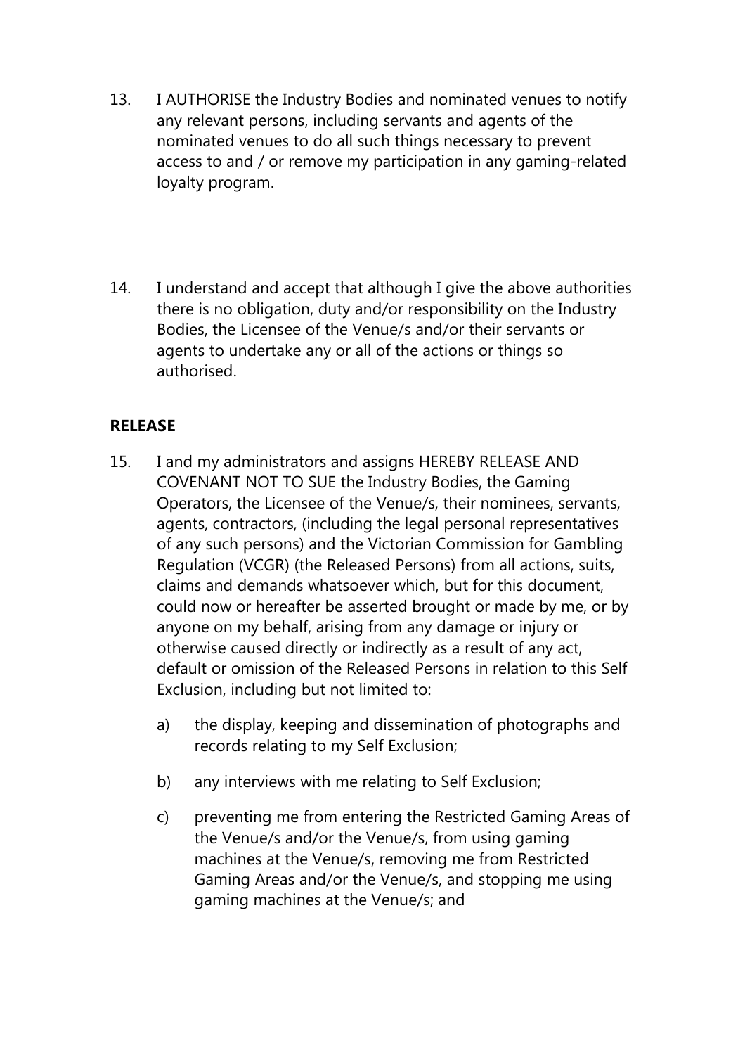13. I AUTHORISE the Industry Bodies and nominated venues to notify any relevant persons, including servants and agents of the nominated venues to do all such things necessary to prevent access to and / or remove my participation in any gaming-related loyalty program.

14. I understand and accept that although I give the above authorities there is no obligation, duty and/or responsibility on the Industry Bodies, the Licensee of the Venue/s and/or their servants or agents to undertake any or all of the actions or things so authorised.

## RELEASE

15. I and my administrators and assigns HEREBY RELEASE AND COVENANT NOT TO SUE the Industry Bodies, the Gaming Operators, the Licensee of the Venue/s, their nominees, servants, agents, contractors, (including the legal personal representatives of any such persons) and the Victorian Commission for Gambling Regulation (VCGR) (the Released Persons) from all actions, suits, claims and demands whatsoever which, but for this document, could now or hereafter be asserted brought or made by me, or by anyone on my behalf, arising from any damage or injury or otherwise caused directly or indirectly as a result of any act, default or omission of the Released Persons in relation to this Self Exclusion, including but not limited to:

    a) the display, keeping and dissemination of photographs and records relating to my Self Exclusion;

    b) any interviews with me relating to Self Exclusion;

    c) preventing me from entering the Restricted Gaming Areas of the Venue/s and/or the Venue/s, from using gaming machines at the Venue/s, removing me from Restricted Gaming Areas and/or the Venue/s, and stopping me using gaming machines at the Venue/s; and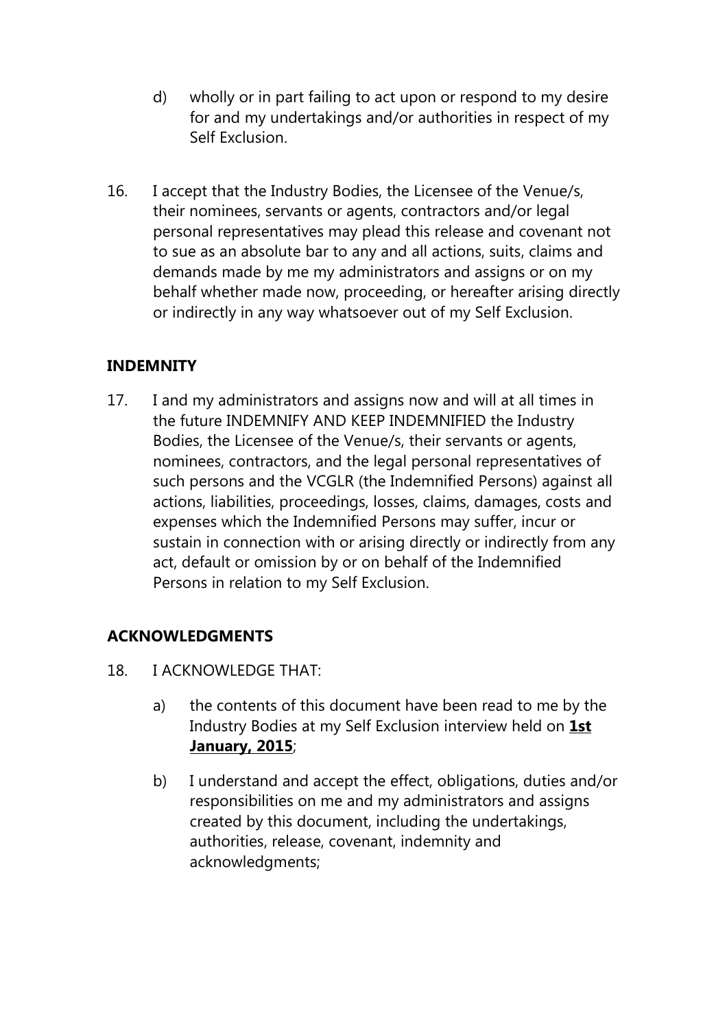d) wholly or in part failing to act upon or respond to my desire for and my undertakings and/or authorities in respect of my Self Exclusion.

16. I accept that the Industry Bodies, the Licensee of the Venue/s, their nominees, servants or agents, contractors and/or legal personal representatives may plead this release and covenant not to sue as an absolute bar to any and all actions, suits, claims and demands made by me my administrators and assigns or on my behalf whether made now, proceeding, or hereafter arising directly or indirectly in any way whatsoever out of my Self Exclusion.

## INDEMNITY

17. I and my administrators and assigns now and will at all times in the future INDEMNIFY AND KEEP INDEMNIFIED the Industry Bodies, the Licensee of the Venue/s, their servants or agents, nominees, contractors, and the legal personal representatives of such persons and the VCGLR (the Indemnified Persons) against all actions, liabilities, proceedings, losses, claims, damages, costs and expenses which the Indemnified Persons may suffer, incur or sustain in connection with or arising directly or indirectly from any act, default or omission by or on behalf of the Indemnified Persons in relation to my Self Exclusion.

## ACKNOWLEDGMENTS

18. I ACKNOWLEDGE THAT:

    a) the contents of this document have been read to me by the Industry Bodies at my Self Exclusion interview held on **1st January, 2015**;

    b) I understand and accept the effect, obligations, duties and/or responsibilities on me and my administrators and assigns created by this document, including the undertakings, authorities, release, covenant, indemnity and acknowledgments;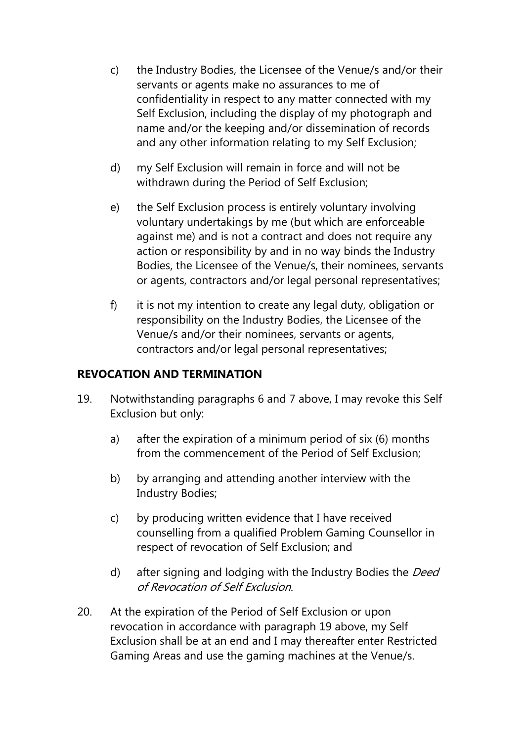c) the Industry Bodies, the Licensee of the Venue/s and/or their servants or agents make no assurances to me of confidentiality in respect to any matter connected with my Self Exclusion, including the display of my photograph and name and/or the keeping and/or dissemination of records and any other information relating to my Self Exclusion;

d) my Self Exclusion will remain in force and will not be withdrawn during the Period of Self Exclusion;

e) the Self Exclusion process is entirely voluntary involving voluntary undertakings by me (but which are enforceable against me) and is not a contract and does not require any action or responsibility by and in no way binds the Industry Bodies, the Licensee of the Venue/s, their nominees, servants or agents, contractors and/or legal personal representatives;

f) it is not my intention to create any legal duty, obligation or responsibility on the Industry Bodies, the Licensee of the Venue/s and/or their nominees, servants or agents, contractors and/or legal personal representatives;

**REVOCATION AND TERMINATION**

19. Notwithstanding paragraphs 6 and 7 above, I may revoke this Self Exclusion but only:

    a) after the expiration of a minimum period of six (6) months from the commencement of the Period of Self Exclusion;

    b) by arranging and attending another interview with the Industry Bodies;

    c) by producing written evidence that I have received counselling from a qualified Problem Gaming Counsellor in respect of revocation of Self Exclusion; and

    d) after signing and lodging with the Industry Bodies the *Deed of Revocation of Self Exclusion*.

20. At the expiration of the Period of Self Exclusion or upon revocation in accordance with paragraph 19 above, my Self Exclusion shall be at an end and I may thereafter enter Restricted Gaming Areas and use the gaming machines at the Venue/s.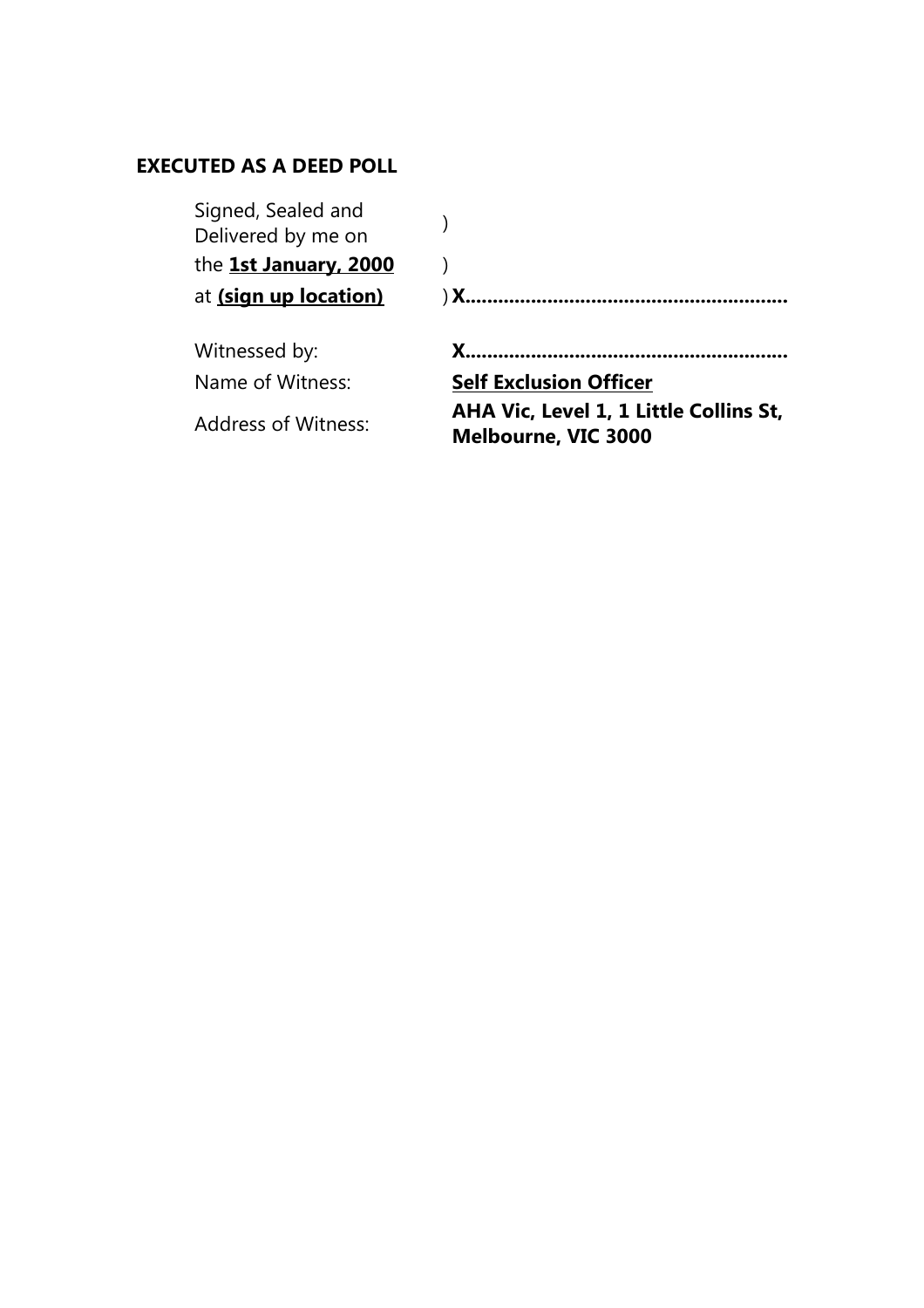**EXECUTED AS A DEED POLL**

| | | |
|---|---|---|
| Signed, Sealed and Delivered by me on | ) | |
| the **1st January, 2000** | ) | |
| at **(sign up location)** | ) | **X.........................................................** |
| | | |
| Witnessed by: | | **X.........................................................** |
| Name of Witness: | | **Self Exclusion Officer** |
| Address of Witness: | | **AHA Vic, Level 1, 1 Little Collins St, Melbourne, VIC 3000** |